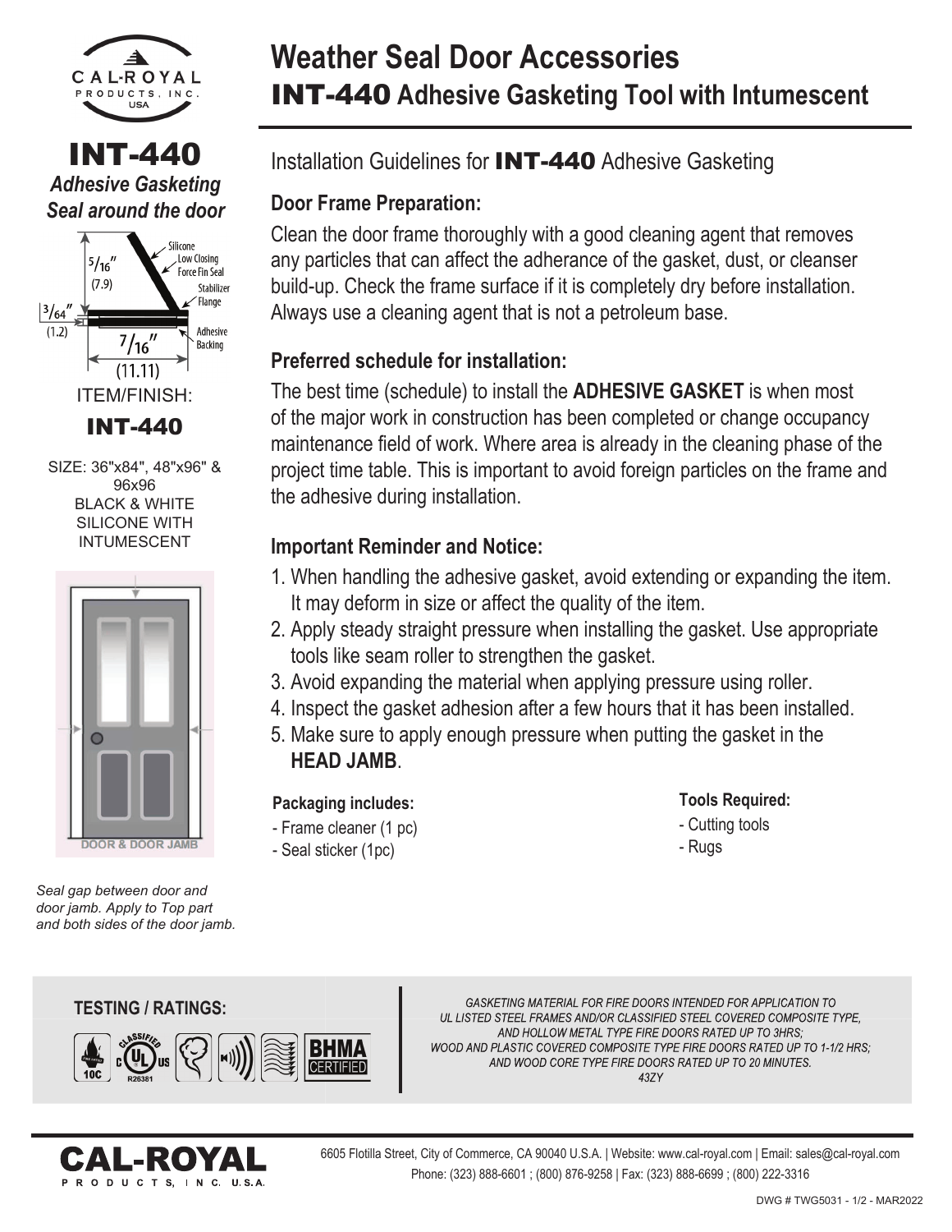# Weather Seal Door Accessories

## INT-440 Adhesive Gasketing Tool with Intumescent

## INT-440

***Adhesive Gasketing Seal around the door***

5/16" (7.9)

3/64" (1.2)

7/16" (11.11)

Silicone Low Closing Force Fin Seal

Stabilizer Flange

Adhesive Backing

ITEM/FINISH:

**INT-440**

SIZE: 36"x84", 48"x96" & 96x96
BLACK & WHITE
SILICONE WITH
INTUMESCENT

DOOR & DOOR JAMB

*Seal gap between door and door jamb. Apply to Top part and both sides of the door jamb.*

Installation Guidelines for **INT-440** Adhesive Gasketing

### Door Frame Preparation:

Clean the door frame thoroughly with a good cleaning agent that removes any particles that can affect the adherance of the gasket, dust, or cleanser build-up. Check the frame surface if it is completely dry before installation. Always use a cleaning agent that is not a petroleum base.

### Preferred schedule for installation:

The best time (schedule) to install the **ADHESIVE GASKET** is when most of the major work in construction has been completed or change occupancy maintenance field of work. Where area is already in the cleaning phase of the project time table. This is important to avoid foreign particles on the frame and the adhesive during installation.

### Important Reminder and Notice:

1. When handling the adhesive gasket, avoid extending or expanding the item. It may deform in size or affect the quality of the item.
2. Apply steady straight pressure when installing the gasket. Use appropriate tools like seam roller to strengthen the gasket.
3. Avoid expanding the material when applying pressure using roller.
4. Inspect the gasket adhesion after a few hours that it has been installed.
5. Make sure to apply enough pressure when putting the gasket in the **HEAD JAMB**.

**Packaging includes:**

- Frame cleaner (1 pc)
- Seal sticker (1pc)

**Tools Required:**

- Cutting tools
- Rugs

**TESTING / RATINGS:**

10C · UL Classified R26381 · BHMA CERTIFIED

*GASKETING MATERIAL FOR FIRE DOORS INTENDED FOR APPLICATION TO UL LISTED STEEL FRAMES AND/OR CLASSIFIED STEEL COVERED COMPOSITE TYPE, AND HOLLOW METAL TYPE FIRE DOORS RATED UP TO 3HRS; WOOD AND PLASTIC COVERED COMPOSITE TYPE FIRE DOORS RATED UP TO 1-1/2 HRS; AND WOOD CORE TYPE FIRE DOORS RATED UP TO 20 MINUTES. 43ZY*

**CAL-ROYAL** PRODUCTS, INC. U.S.A.

6605 Flotilla Street, City of Commerce, CA 90040 U.S.A. | Website: www.cal-royal.com | Email: sales@cal-royal.com
Phone: (323) 888-6601 ; (800) 876-9258 | Fax: (323) 888-6699 ; (800) 222-3316

DWG # TWG5031 - 1/2 - MAR2022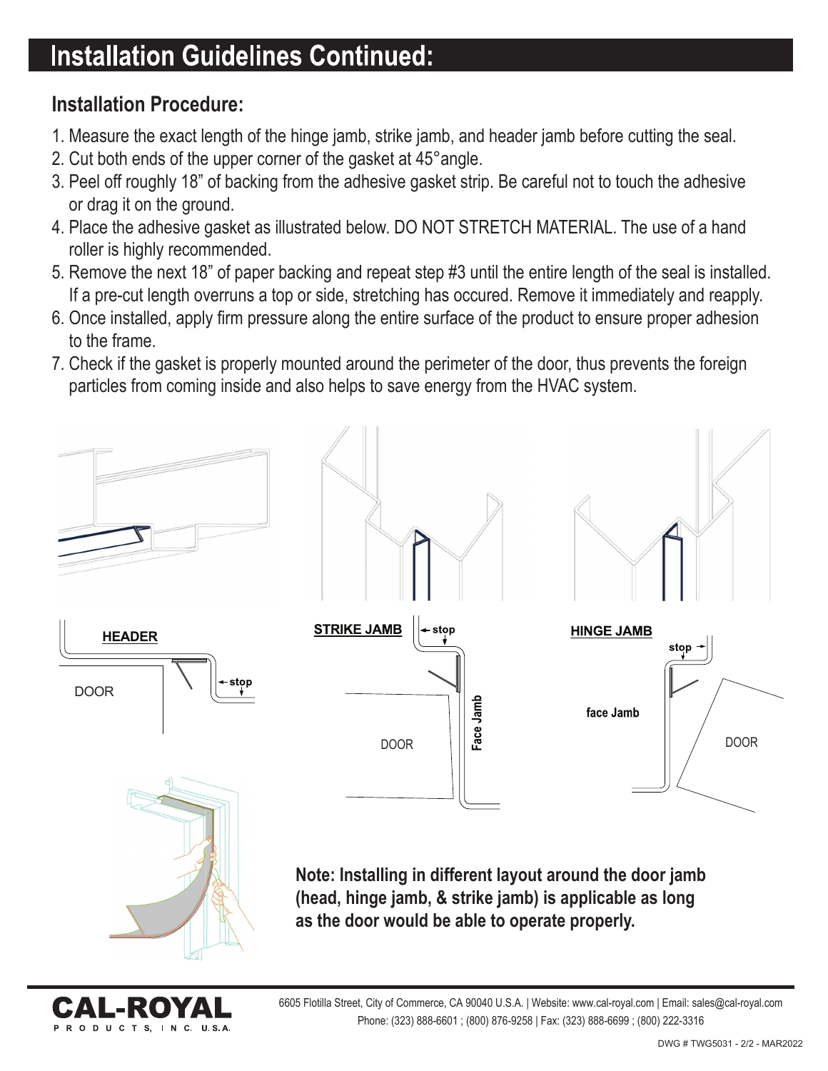# Installation Guidelines Continued:

## Installation Procedure:

1. Measure the exact length of the hinge jamb, strike jamb, and header jamb before cutting the seal.
2. Cut both ends of the upper corner of the gasket at 45°angle.
3. Peel off roughly 18” of backing from the adhesive gasket strip. Be careful not to touch the adhesive or drag it on the ground.
4. Place the adhesive gasket as illustrated below. DO NOT STRETCH MATERIAL. The use of a hand roller is highly recommended.
5. Remove the next 18” of paper backing and repeat step #3 until the entire length of the seal is installed. If a pre-cut length overruns a top or side, stretching has occured. Remove it immediately and reapply.
6. Once installed, apply firm pressure along the entire surface of the product to ensure proper adhesion to the frame.
7. Check if the gasket is properly mounted around the perimeter of the door, thus prevents the foreign particles from coming inside and also helps to save energy from the HVAC system.

**HEADER**

DOOR

stop

**STRIKE JAMB**

stop

DOOR

Face Jamb

**HINGE JAMB**

stop

face Jamb

DOOR

**Note: Installing in different layout around the door jamb (head, hinge jamb, & strike jamb) is applicable as long as the door would be able to operate properly.**

CAL-ROYAL PRODUCTS, INC. U.S.A.

6605 Flotilla Street, City of Commerce, CA 90040 U.S.A. | Website: www.cal-royal.com | Email: sales@cal-royal.com
Phone: (323) 888-6601 ; (800) 876-9258 | Fax: (323) 888-6699 ; (800) 222-3316

DWG # TWG5031 - 2/2 - MAR2022